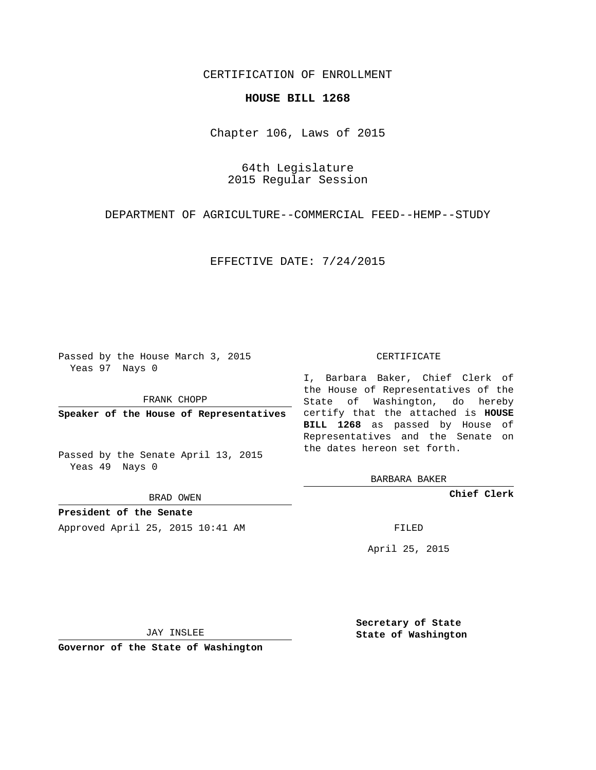CERTIFICATION OF ENROLLMENT

**HOUSE BILL 1268**

Chapter 106, Laws of 2015

64th Legislature
2015 Regular Session

DEPARTMENT OF AGRICULTURE--COMMERCIAL FEED--HEMP--STUDY

EFFECTIVE DATE: 7/24/2015

Passed by the House March 3, 2015
Yeas 97 Nays 0

FRANK CHOPP

**Speaker of the House of Representatives**

Passed by the Senate April 13, 2015
Yeas 49 Nays 0

BRAD OWEN

**President of the Senate**

Approved April 25, 2015 10:41 AM

JAY INSLEE

**Governor of the State of Washington**

CERTIFICATE

I, Barbara Baker, Chief Clerk of the House of Representatives of the State of Washington, do hereby certify that the attached is **HOUSE BILL 1268** as passed by House of Representatives and the Senate on the dates hereon set forth.

BARBARA BAKER

**Chief Clerk**

FILED

April 25, 2015

**Secretary of State**
**State of Washington**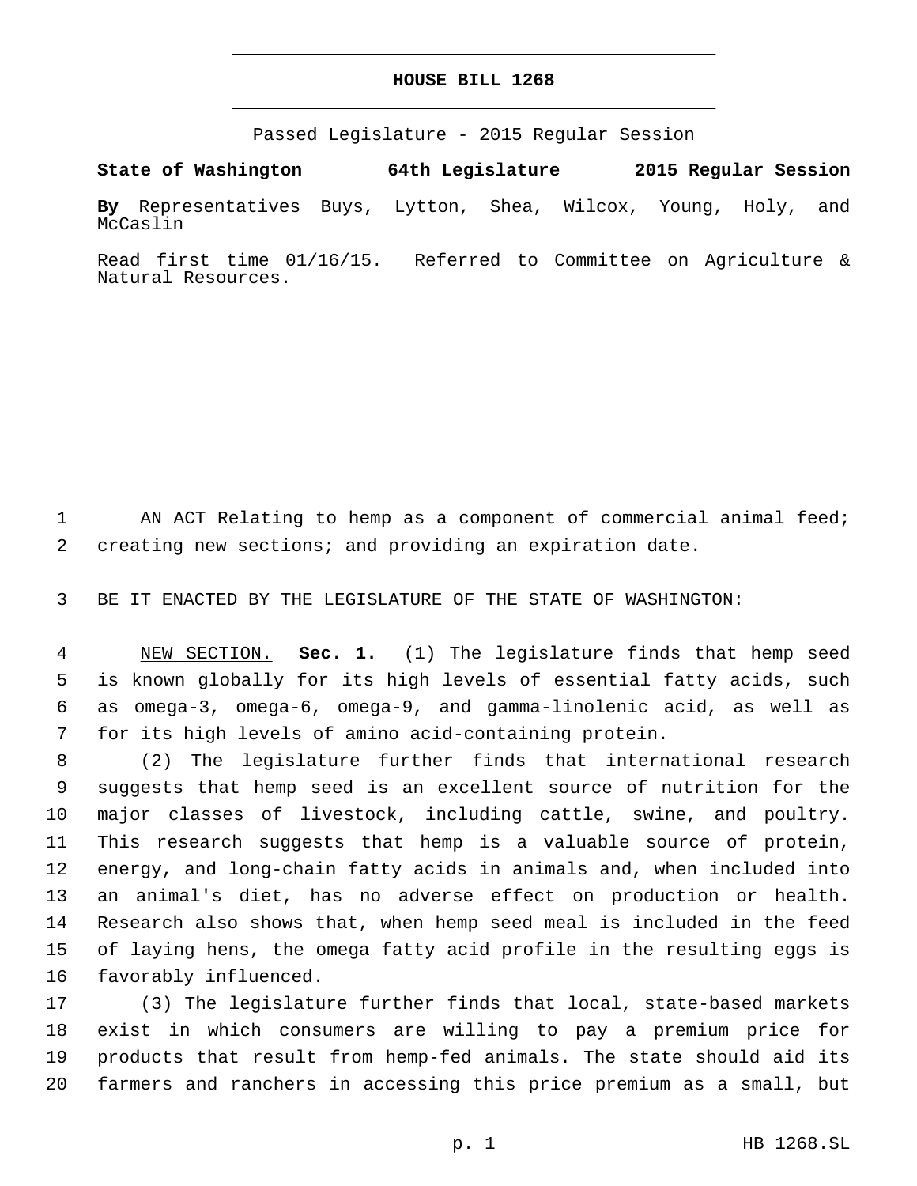# HOUSE BILL 1268

Passed Legislature - 2015 Regular Session

**State of Washington 64th Legislature 2015 Regular Session**

**By** Representatives Buys, Lytton, Shea, Wilcox, Young, Holy, and McCaslin

Read first time 01/16/15. Referred to Committee on Agriculture & Natural Resources.

AN ACT Relating to hemp as a component of commercial animal feed; creating new sections; and providing an expiration date.

BE IT ENACTED BY THE LEGISLATURE OF THE STATE OF WASHINGTON:

NEW SECTION. **Sec. 1.** (1) The legislature finds that hemp seed is known globally for its high levels of essential fatty acids, such as omega-3, omega-6, omega-9, and gamma-linolenic acid, as well as for its high levels of amino acid-containing protein.

(2) The legislature further finds that international research suggests that hemp seed is an excellent source of nutrition for the major classes of livestock, including cattle, swine, and poultry. This research suggests that hemp is a valuable source of protein, energy, and long-chain fatty acids in animals and, when included into an animal's diet, has no adverse effect on production or health. Research also shows that, when hemp seed meal is included in the feed of laying hens, the omega fatty acid profile in the resulting eggs is favorably influenced.

(3) The legislature further finds that local, state-based markets exist in which consumers are willing to pay a premium price for products that result from hemp-fed animals. The state should aid its farmers and ranchers in accessing this price premium as a small, but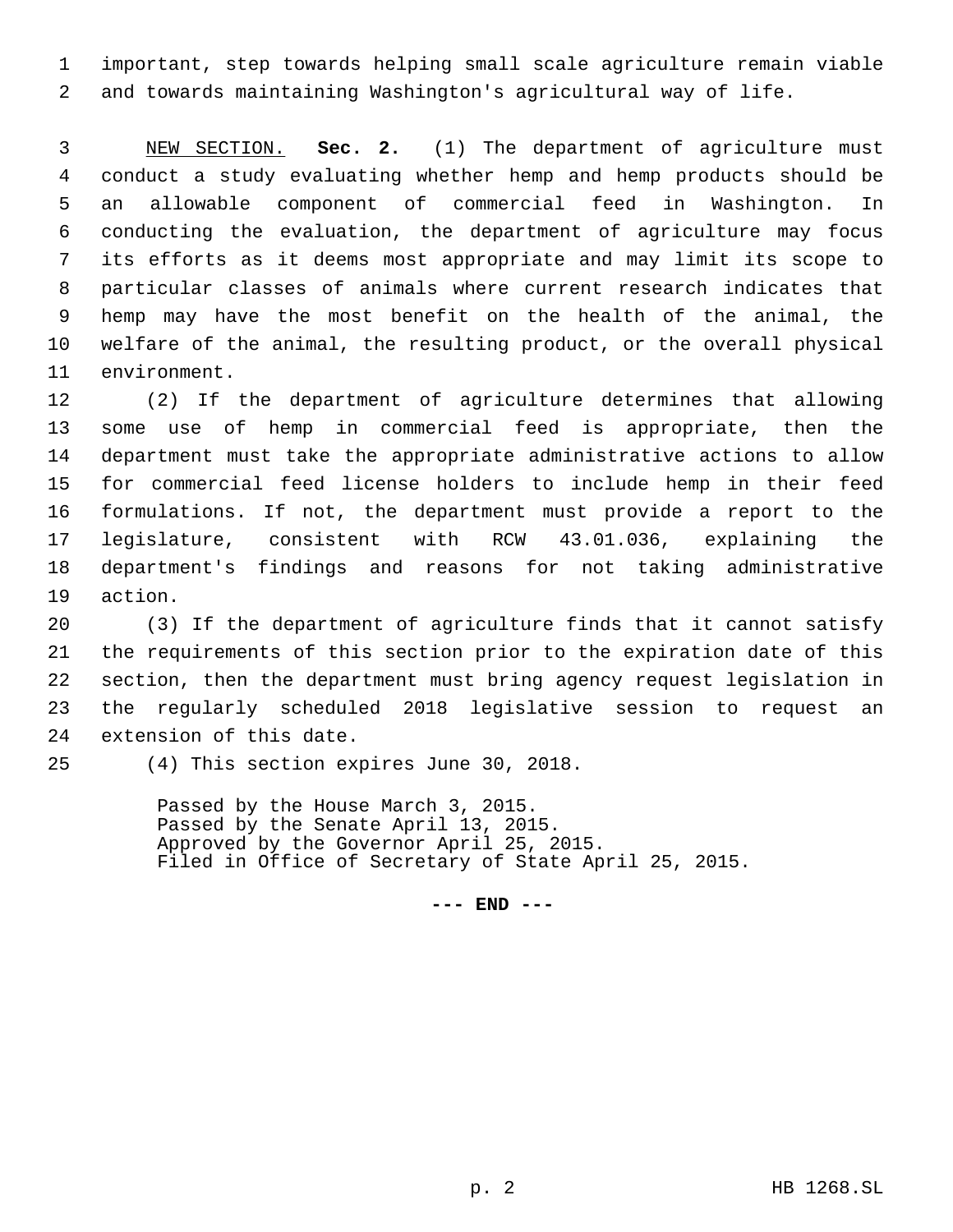important, step towards helping small scale agriculture remain viable and towards maintaining Washington's agricultural way of life.

NEW SECTION. **Sec. 2.** (1) The department of agriculture must conduct a study evaluating whether hemp and hemp products should be an allowable component of commercial feed in Washington. In conducting the evaluation, the department of agriculture may focus its efforts as it deems most appropriate and may limit its scope to particular classes of animals where current research indicates that hemp may have the most benefit on the health of the animal, the welfare of the animal, the resulting product, or the overall physical environment.

(2) If the department of agriculture determines that allowing some use of hemp in commercial feed is appropriate, then the department must take the appropriate administrative actions to allow for commercial feed license holders to include hemp in their feed formulations. If not, the department must provide a report to the legislature, consistent with RCW 43.01.036, explaining the department's findings and reasons for not taking administrative action.

(3) If the department of agriculture finds that it cannot satisfy the requirements of this section prior to the expiration date of this section, then the department must bring agency request legislation in the regularly scheduled 2018 legislative session to request an extension of this date.

(4) This section expires June 30, 2018.

Passed by the House March 3, 2015.
Passed by the Senate April 13, 2015.
Approved by the Governor April 25, 2015.
Filed in Office of Secretary of State April 25, 2015.

**--- END ---**